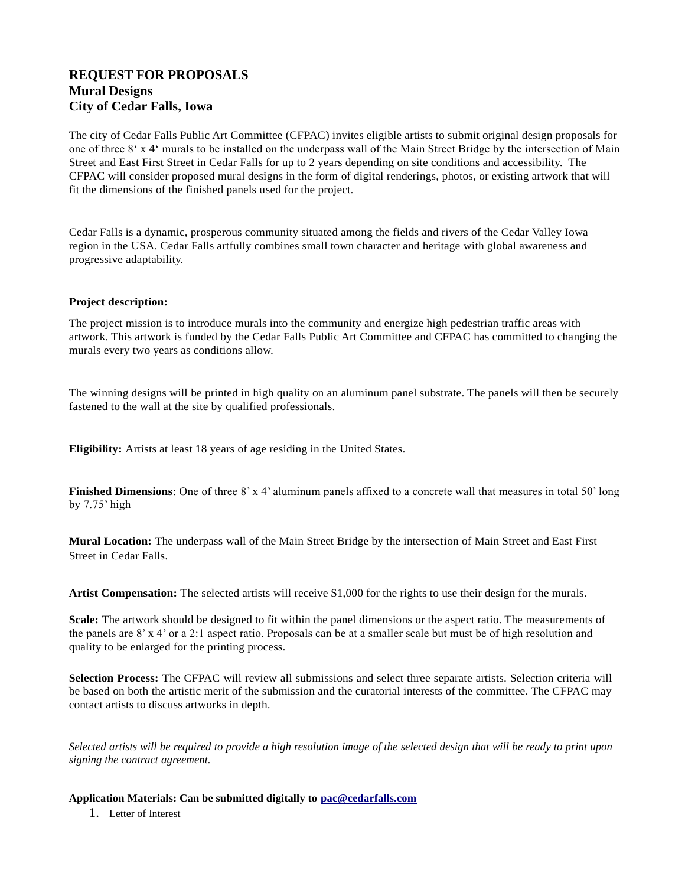**REQUEST FOR PROPOSALS**
**Mural Designs**
**City of Cedar Falls, Iowa**

The city of Cedar Falls Public Art Committee (CFPAC) invites eligible artists to submit original design proposals for one of three 8‘ x 4‘ murals to be installed on the underpass wall of the Main Street Bridge by the intersection of Main Street and East First Street in Cedar Falls for up to 2 years depending on site conditions and accessibility. The CFPAC will consider proposed mural designs in the form of digital renderings, photos, or existing artwork that will fit the dimensions of the finished panels used for the project.

Cedar Falls is a dynamic, prosperous community situated among the fields and rivers of the Cedar Valley Iowa region in the USA. Cedar Falls artfully combines small town character and heritage with global awareness and progressive adaptability.

**Project description:**

The project mission is to introduce murals into the community and energize high pedestrian traffic areas with artwork. This artwork is funded by the Cedar Falls Public Art Committee and CFPAC has committed to changing the murals every two years as conditions allow.

The winning designs will be printed in high quality on an aluminum panel substrate. The panels will then be securely fastened to the wall at the site by qualified professionals.

**Eligibility:** Artists at least 18 years of age residing in the United States.

**Finished Dimensions**: One of three 8’ x 4’ aluminum panels affixed to a concrete wall that measures in total 50’ long by 7.75’ high

**Mural Location:** The underpass wall of the Main Street Bridge by the intersection of Main Street and East First Street in Cedar Falls.

**Artist Compensation:** The selected artists will receive $1,000 for the rights to use their design for the murals.

**Scale:** The artwork should be designed to fit within the panel dimensions or the aspect ratio. The measurements of the panels are 8’ x 4’ or a 2:1 aspect ratio. Proposals can be at a smaller scale but must be of high resolution and quality to be enlarged for the printing process.

**Selection Process:** The CFPAC will review all submissions and select three separate artists. Selection criteria will be based on both the artistic merit of the submission and the curatorial interests of the committee. The CFPAC may contact artists to discuss artworks in depth.

*Selected artists will be required to provide a high resolution image of the selected design that will be ready to print upon signing the contract agreement.*

**Application Materials: Can be submitted digitally to pac@cedarfalls.com**

1. Letter of Interest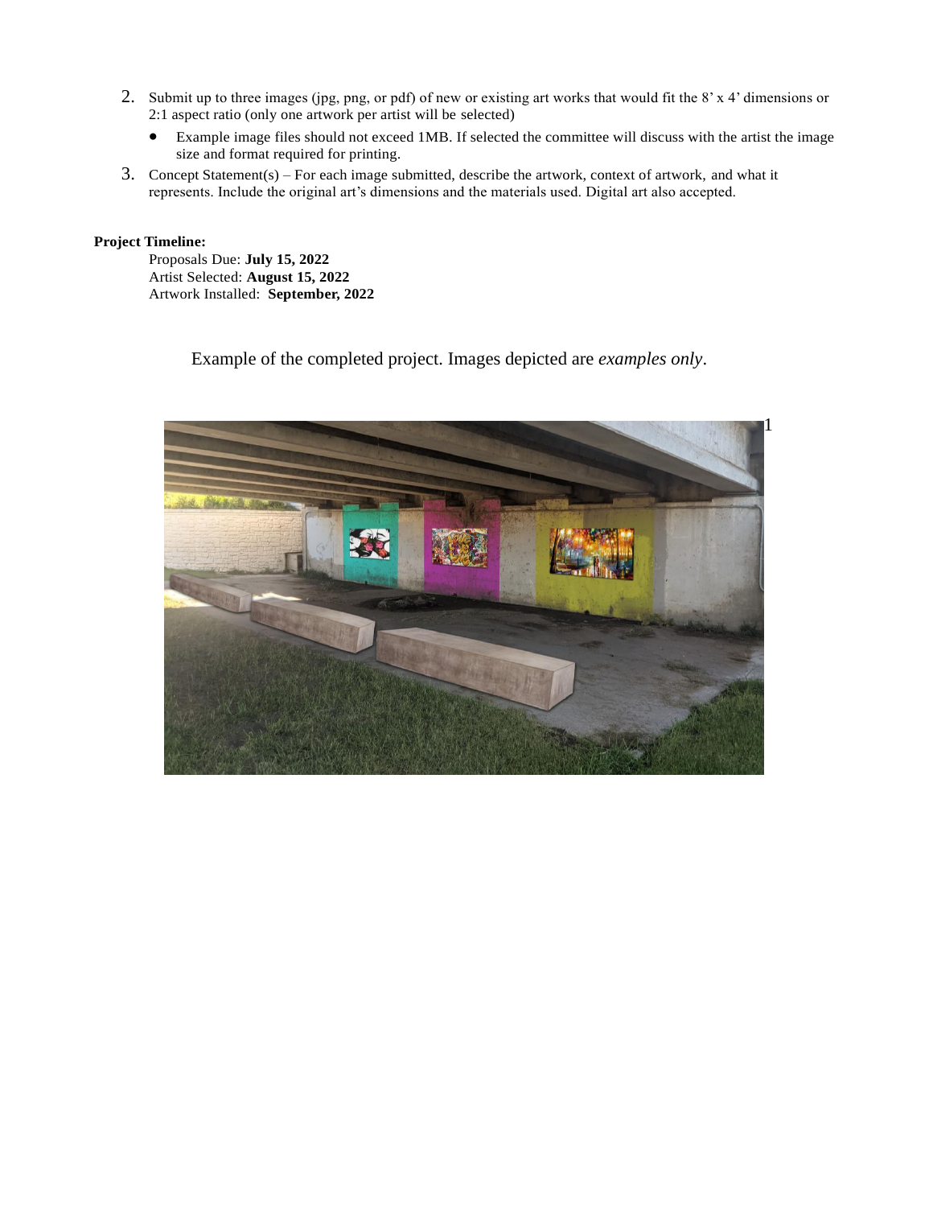2. Submit up to three images (jpg, png, or pdf) of new or existing art works that would fit the 8' x 4' dimensions or 2:1 aspect ratio (only one artwork per artist will be selected)
   - Example image files should not exceed 1MB. If selected the committee will discuss with the artist the image size and format required for printing.
3. Concept Statement(s) – For each image submitted, describe the artwork, context of artwork, and what it represents. Include the original art's dimensions and the materials used. Digital art also accepted.

**Project Timeline:**

Proposals Due: **July 15, 2022**
Artist Selected: **August 15, 2022**
Artwork Installed: **September, 2022**

Example of the completed project. Images depicted are *examples only*.